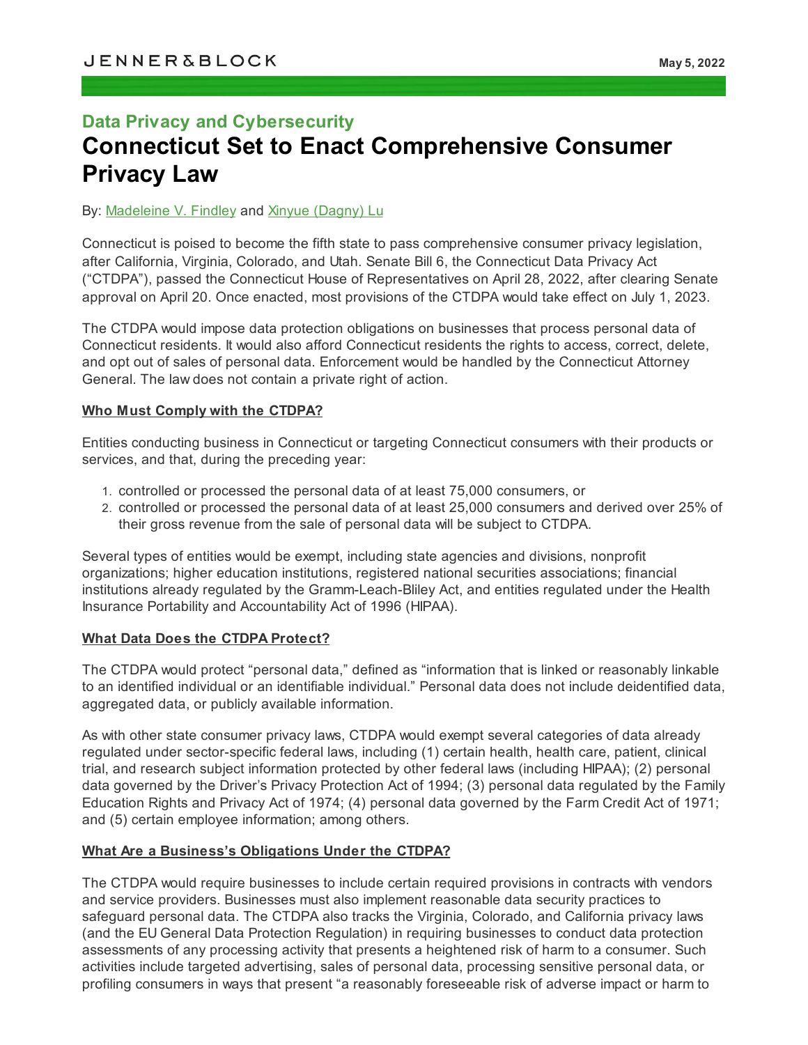JENNER&BLOCK

May 5, 2022

## Data Privacy and Cybersecurity

# Connecticut Set to Enact Comprehensive Consumer Privacy Law

By: [Madeleine V. Findley]() and [Xinyue (Dagny) Lu]()

Connecticut is poised to become the fifth state to pass comprehensive consumer privacy legislation, after California, Virginia, Colorado, and Utah. Senate Bill 6, the Connecticut Data Privacy Act ("CTDPA"), passed the Connecticut House of Representatives on April 28, 2022, after clearing Senate approval on April 20. Once enacted, most provisions of the CTDPA would take effect on July 1, 2023.

The CTDPA would impose data protection obligations on businesses that process personal data of Connecticut residents. It would also afford Connecticut residents the rights to access, correct, delete, and opt out of sales of personal data. Enforcement would be handled by the Connecticut Attorney General. The law does not contain a private right of action.

**Who Must Comply with the CTDPA?**

Entities conducting business in Connecticut or targeting Connecticut consumers with their products or services, and that, during the preceding year:

1. controlled or processed the personal data of at least 75,000 consumers, or
2. controlled or processed the personal data of at least 25,000 consumers and derived over 25% of their gross revenue from the sale of personal data will be subject to CTDPA.

Several types of entities would be exempt, including state agencies and divisions, nonprofit organizations; higher education institutions, registered national securities associations; financial institutions already regulated by the Gramm-Leach-Bliley Act, and entities regulated under the Health Insurance Portability and Accountability Act of 1996 (HIPAA).

**What Data Does the CTDPA Protect?**

The CTDPA would protect "personal data," defined as "information that is linked or reasonably linkable to an identified individual or an identifiable individual." Personal data does not include deidentified data, aggregated data, or publicly available information.

As with other state consumer privacy laws, CTDPA would exempt several categories of data already regulated under sector-specific federal laws, including (1) certain health, health care, patient, clinical trial, and research subject information protected by other federal laws (including HIPAA); (2) personal data governed by the Driver's Privacy Protection Act of 1994; (3) personal data regulated by the Family Education Rights and Privacy Act of 1974; (4) personal data governed by the Farm Credit Act of 1971; and (5) certain employee information; among others.

**What Are a Business's Obligations Under the CTDPA?**

The CTDPA would require businesses to include certain required provisions in contracts with vendors and service providers. Businesses must also implement reasonable data security practices to safeguard personal data. The CTDPA also tracks the Virginia, Colorado, and California privacy laws (and the EU General Data Protection Regulation) in requiring businesses to conduct data protection assessments of any processing activity that presents a heightened risk of harm to a consumer. Such activities include targeted advertising, sales of personal data, processing sensitive personal data, or profiling consumers in ways that present "a reasonably foreseeable risk of adverse impact or harm to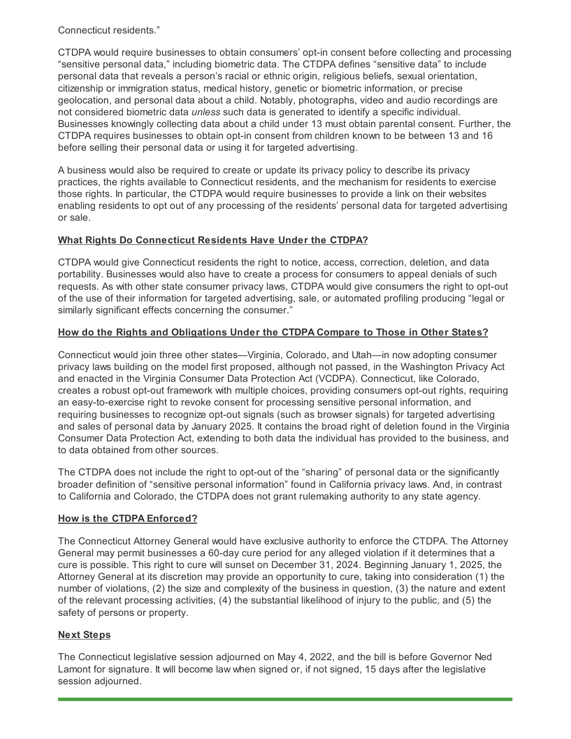Connecticut residents."

CTDPA would require businesses to obtain consumers' opt-in consent before collecting and processing "sensitive personal data," including biometric data. The CTDPA defines "sensitive data" to include personal data that reveals a person's racial or ethnic origin, religious beliefs, sexual orientation, citizenship or immigration status, medical history, genetic or biometric information, or precise geolocation, and personal data about a child. Notably, photographs, video and audio recordings are not considered biometric data *unless* such data is generated to identify a specific individual. Businesses knowingly collecting data about a child under 13 must obtain parental consent. Further, the CTDPA requires businesses to obtain opt-in consent from children known to be between 13 and 16 before selling their personal data or using it for targeted advertising.

A business would also be required to create or update its privacy policy to describe its privacy practices, the rights available to Connecticut residents, and the mechanism for residents to exercise those rights. In particular, the CTDPA would require businesses to provide a link on their websites enabling residents to opt out of any processing of the residents' personal data for targeted advertising or sale.

## What Rights Do Connecticut Residents Have Under the CTDPA?

CTDPA would give Connecticut residents the right to notice, access, correction, deletion, and data portability. Businesses would also have to create a process for consumers to appeal denials of such requests. As with other state consumer privacy laws, CTDPA would give consumers the right to opt-out of the use of their information for targeted advertising, sale, or automated profiling producing "legal or similarly significant effects concerning the consumer."

## How do the Rights and Obligations Under the CTDPA Compare to Those in Other States?

Connecticut would join three other states—Virginia, Colorado, and Utah—in now adopting consumer privacy laws building on the model first proposed, although not passed, in the Washington Privacy Act and enacted in the Virginia Consumer Data Protection Act (VCDPA). Connecticut, like Colorado, creates a robust opt-out framework with multiple choices, providing consumers opt-out rights, requiring an easy-to-exercise right to revoke consent for processing sensitive personal information, and requiring businesses to recognize opt-out signals (such as browser signals) for targeted advertising and sales of personal data by January 2025. It contains the broad right of deletion found in the Virginia Consumer Data Protection Act, extending to both data the individual has provided to the business, and to data obtained from other sources.

The CTDPA does not include the right to opt-out of the "sharing" of personal data or the significantly broader definition of "sensitive personal information" found in California privacy laws. And, in contrast to California and Colorado, the CTDPA does not grant rulemaking authority to any state agency.

## How is the CTDPA Enforced?

The Connecticut Attorney General would have exclusive authority to enforce the CTDPA. The Attorney General may permit businesses a 60-day cure period for any alleged violation if it determines that a cure is possible. This right to cure will sunset on December 31, 2024. Beginning January 1, 2025, the Attorney General at its discretion may provide an opportunity to cure, taking into consideration (1) the number of violations, (2) the size and complexity of the business in question, (3) the nature and extent of the relevant processing activities, (4) the substantial likelihood of injury to the public, and (5) the safety of persons or property.

## Next Steps

The Connecticut legislative session adjourned on May 4, 2022, and the bill is before Governor Ned Lamont for signature. It will become law when signed or, if not signed, 15 days after the legislative session adjourned.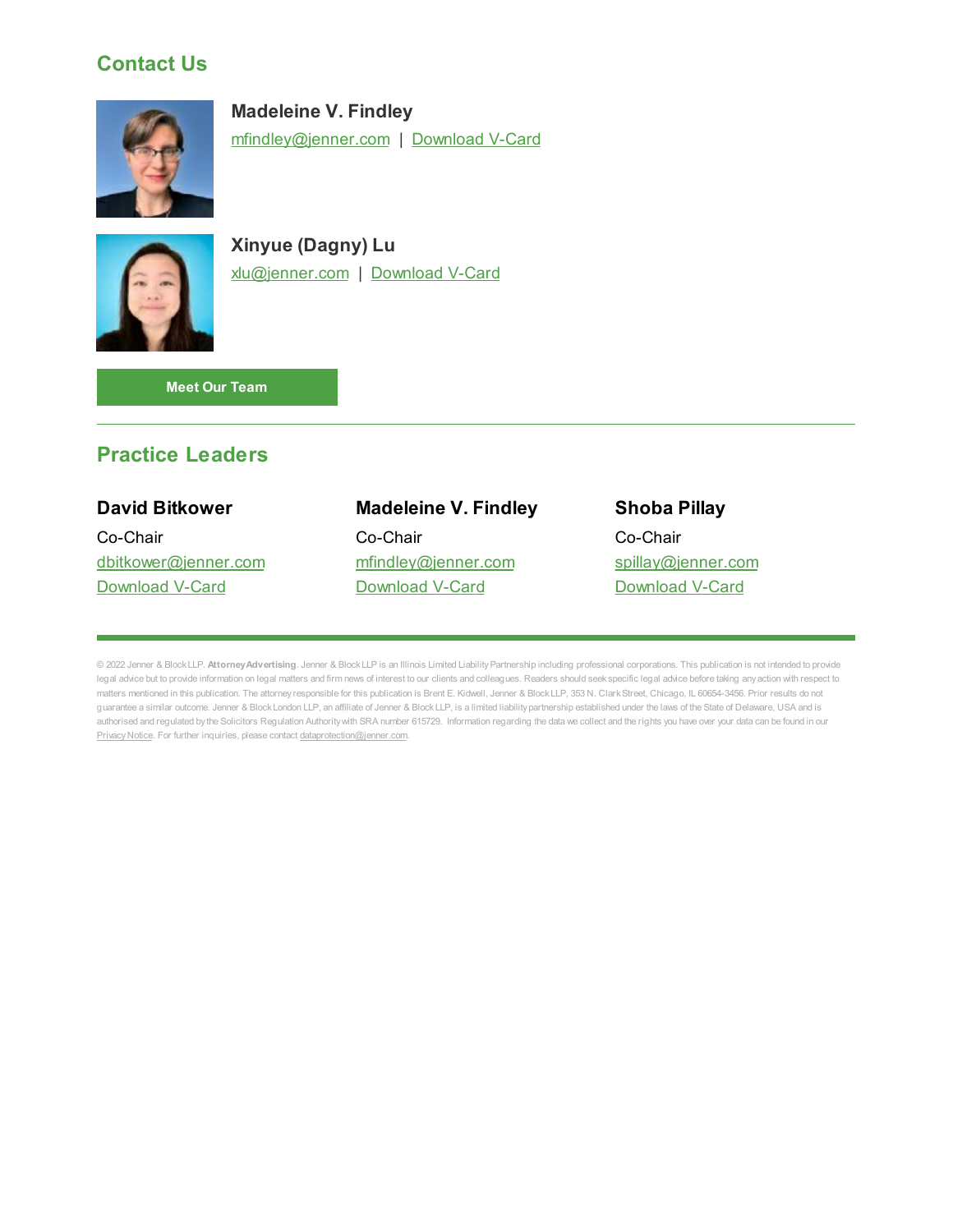## Contact Us

**Madeleine V. Findley**
mfindley@jenner.com | Download V-Card

**Xinyue (Dagny) Lu**
xlu@jenner.com | Download V-Card

Meet Our Team

---

## Practice Leaders

**David Bitkower**
Co-Chair
dbitkower@jenner.com
Download V-Card

**Madeleine V. Findley**
Co-Chair
mfindley@jenner.com
Download V-Card

**Shoba Pillay**
Co-Chair
spillay@jenner.com
Download V-Card

---

© 2022 Jenner & Block LLP. **Attorney Advertising**. Jenner & Block LLP is an Illinois Limited Liability Partnership including professional corporations. This publication is not intended to provide legal advice but to provide information on legal matters and firm news of interest to our clients and colleagues. Readers should seek specific legal advice before taking any action with respect to matters mentioned in this publication. The attorney responsible for this publication is Brent E. Kidwell, Jenner & Block LLP, 353 N. Clark Street, Chicago, IL 60654-3456. Prior results do not guarantee a similar outcome. Jenner & Block London LLP, an affiliate of Jenner & Block LLP, is a limited liability partnership established under the laws of the State of Delaware, USA and is authorised and regulated by the Solicitors Regulation Authority with SRA number 615729. Information regarding the data we collect and the rights you have over your data can be found in our Privacy Notice. For further inquiries, please contact dataprotection@jenner.com.